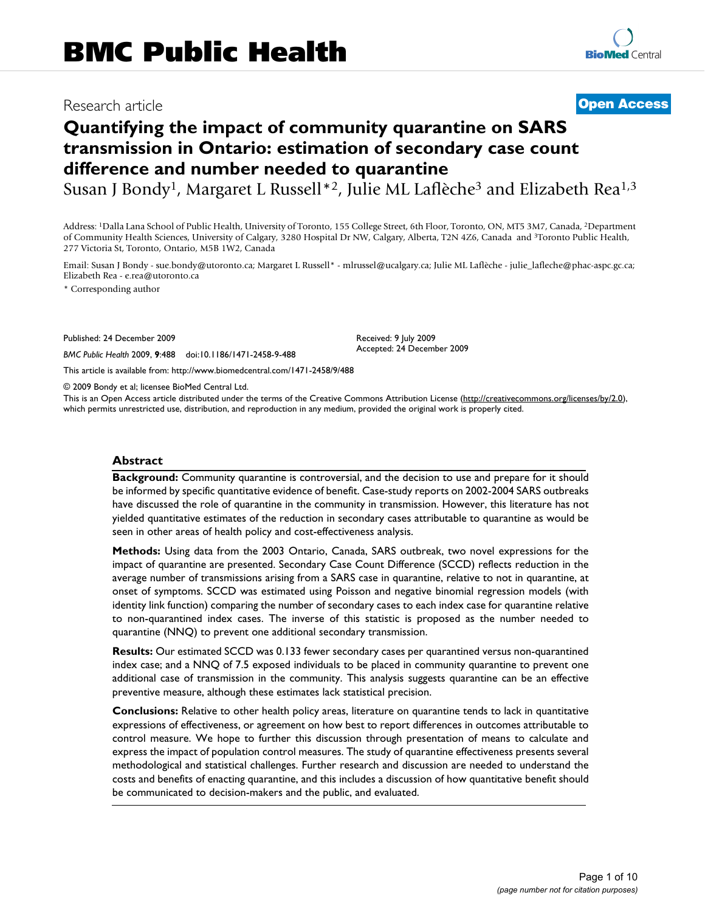BMC Public Health

Research article

Open Access

# Quantifying the impact of community quarantine on SARS transmission in Ontario: estimation of secondary case count difference and number needed to quarantine

Susan J Bondy[1], Margaret L Russell*[2], Julie ML Laflèche[3] and Elizabeth Rea[1,3]

Address: [1]Dalla Lana School of Public Health, University of Toronto, 155 College Street, 6th Floor, Toronto, ON, MT5 3M7, Canada, [2]Department of Community Health Sciences, University of Calgary, 3280 Hospital Dr NW, Calgary, Alberta, T2N 4Z6, Canada and [3]Toronto Public Health, 277 Victoria St, Toronto, Ontario, M5B 1W2, Canada

Email: Susan J Bondy - sue.bondy@utoronto.ca; Margaret L Russell* - mlrussel@ucalgary.ca; Julie ML Laflèche - julie_lafleche@phac-aspc.gc.ca; Elizabeth Rea - e.rea@utoronto.ca

\* Corresponding author

Published: 24 December 2009

*BMC Public Health* 2009, **9**:488 doi:10.1186/1471-2458-9-488

Received: 9 July 2009
Accepted: 24 December 2009

This article is available from: http://www.biomedcentral.com/1471-2458/9/488

© 2009 Bondy et al; licensee BioMed Central Ltd.

This is an Open Access article distributed under the terms of the Creative Commons Attribution License (http://creativecommons.org/licenses/by/2.0), which permits unrestricted use, distribution, and reproduction in any medium, provided the original work is properly cited.

## Abstract

**Background:** Community quarantine is controversial, and the decision to use and prepare for it should be informed by specific quantitative evidence of benefit. Case-study reports on 2002-2004 SARS outbreaks have discussed the role of quarantine in the community in transmission. However, this literature has not yielded quantitative estimates of the reduction in secondary cases attributable to quarantine as would be seen in other areas of health policy and cost-effectiveness analysis.

**Methods:** Using data from the 2003 Ontario, Canada, SARS outbreak, two novel expressions for the impact of quarantine are presented. Secondary Case Count Difference (SCCD) reflects reduction in the average number of transmissions arising from a SARS case in quarantine, relative to not in quarantine, at onset of symptoms. SCCD was estimated using Poisson and negative binomial regression models (with identity link function) comparing the number of secondary cases to each index case for quarantine relative to non-quarantined index cases. The inverse of this statistic is proposed as the number needed to quarantine (NNQ) to prevent one additional secondary transmission.

**Results:** Our estimated SCCD was 0.133 fewer secondary cases per quarantined versus non-quarantined index case; and a NNQ of 7.5 exposed individuals to be placed in community quarantine to prevent one additional case of transmission in the community. This analysis suggests quarantine can be an effective preventive measure, although these estimates lack statistical precision.

**Conclusions:** Relative to other health policy areas, literature on quarantine tends to lack in quantitative expressions of effectiveness, or agreement on how best to report differences in outcomes attributable to control measure. We hope to further this discussion through presentation of means to calculate and express the impact of population control measures. The study of quarantine effectiveness presents several methodological and statistical challenges. Further research and discussion are needed to understand the costs and benefits of enacting quarantine, and this includes a discussion of how quantitative benefit should be communicated to decision-makers and the public, and evaluated.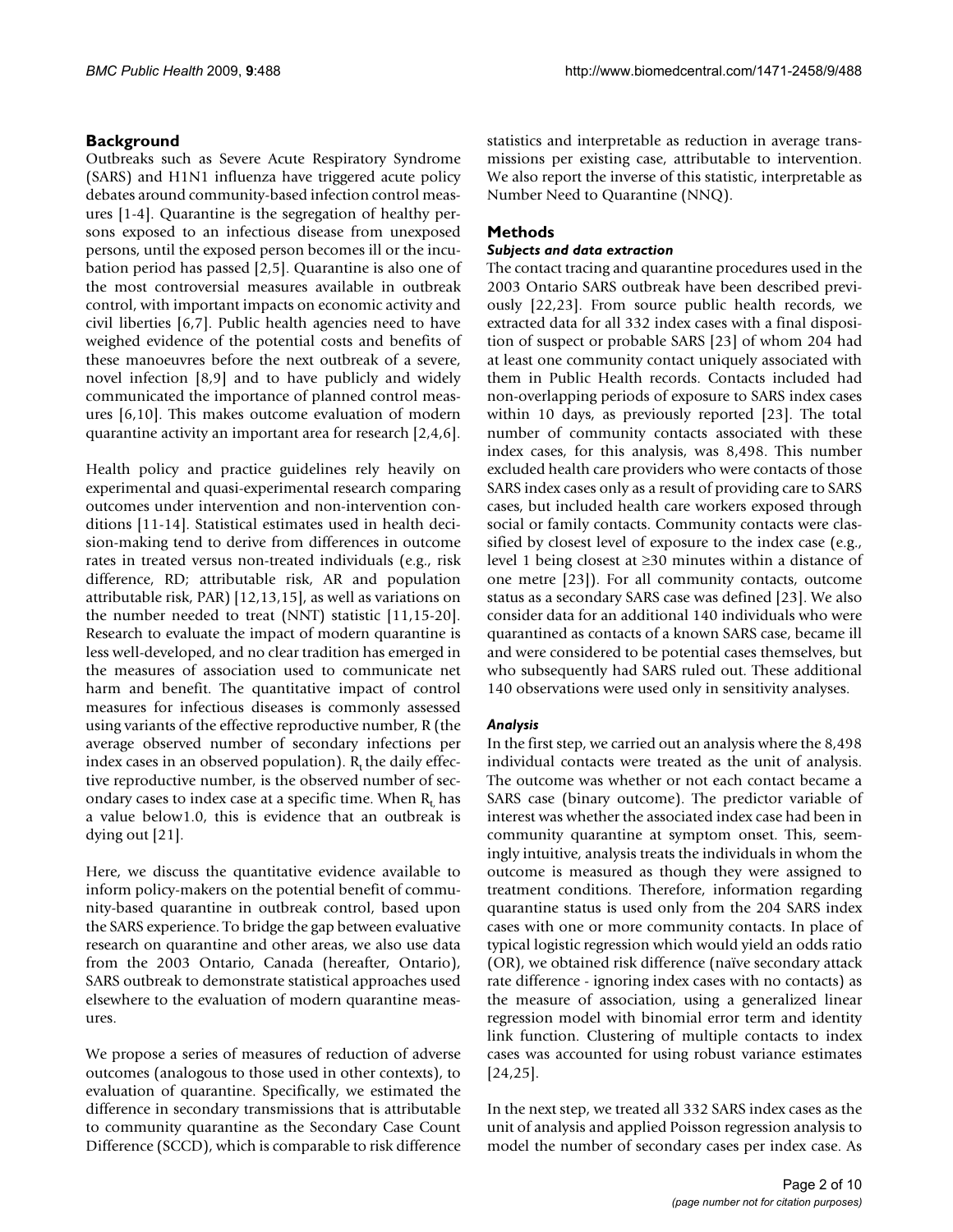## Background

Outbreaks such as Severe Acute Respiratory Syndrome (SARS) and H1N1 influenza have triggered acute policy debates around community-based infection control measures [1-4]. Quarantine is the segregation of healthy persons exposed to an infectious disease from unexposed persons, until the exposed person becomes ill or the incubation period has passed [2,5]. Quarantine is also one of the most controversial measures available in outbreak control, with important impacts on economic activity and civil liberties [6,7]. Public health agencies need to have weighed evidence of the potential costs and benefits of these manoeuvres before the next outbreak of a severe, novel infection [8,9] and to have publicly and widely communicated the importance of planned control measures [6,10]. This makes outcome evaluation of modern quarantine activity an important area for research [2,4,6].

Health policy and practice guidelines rely heavily on experimental and quasi-experimental research comparing outcomes under intervention and non-intervention conditions [11-14]. Statistical estimates used in health decision-making tend to derive from differences in outcome rates in treated versus non-treated individuals (e.g., risk difference, RD; attributable risk, AR and population attributable risk, PAR) [12,13,15], as well as variations on the number needed to treat (NNT) statistic [11,15-20]. Research to evaluate the impact of modern quarantine is less well-developed, and no clear tradition has emerged in the measures of association used to communicate net harm and benefit. The quantitative impact of control measures for infectious diseases is commonly assessed using variants of the effective reproductive number, R (the average observed number of secondary infections per index cases in an observed population). $R_t$ the daily effective reproductive number, is the observed number of secondary cases to index case at a specific time. When $R_t$, has a value below1.0, this is evidence that an outbreak is dying out [21].

Here, we discuss the quantitative evidence available to inform policy-makers on the potential benefit of community-based quarantine in outbreak control, based upon the SARS experience. To bridge the gap between evaluative research on quarantine and other areas, we also use data from the 2003 Ontario, Canada (hereafter, Ontario), SARS outbreak to demonstrate statistical approaches used elsewhere to the evaluation of modern quarantine measures.

We propose a series of measures of reduction of adverse outcomes (analogous to those used in other contexts), to evaluation of quarantine. Specifically, we estimated the difference in secondary transmissions that is attributable to community quarantine as the Secondary Case Count Difference (SCCD), which is comparable to risk difference statistics and interpretable as reduction in average transmissions per existing case, attributable to intervention. We also report the inverse of this statistic, interpretable as Number Need to Quarantine (NNQ).

## Methods

### *Subjects and data extraction*

The contact tracing and quarantine procedures used in the 2003 Ontario SARS outbreak have been described previously [22,23]. From source public health records, we extracted data for all 332 index cases with a final disposition of suspect or probable SARS [23] of whom 204 had at least one community contact uniquely associated with them in Public Health records. Contacts included had non-overlapping periods of exposure to SARS index cases within 10 days, as previously reported [23]. The total number of community contacts associated with these index cases, for this analysis, was 8,498. This number excluded health care providers who were contacts of those SARS index cases only as a result of providing care to SARS cases, but included health care workers exposed through social or family contacts. Community contacts were classified by closest level of exposure to the index case (e.g., level 1 being closest at ≥30 minutes within a distance of one metre [23]). For all community contacts, outcome status as a secondary SARS case was defined [23]. We also consider data for an additional 140 individuals who were quarantined as contacts of a known SARS case, became ill and were considered to be potential cases themselves, but who subsequently had SARS ruled out. These additional 140 observations were used only in sensitivity analyses.

### *Analysis*

In the first step, we carried out an analysis where the 8,498 individual contacts were treated as the unit of analysis. The outcome was whether or not each contact became a SARS case (binary outcome). The predictor variable of interest was whether the associated index case had been in community quarantine at symptom onset. This, seemingly intuitive, analysis treats the individuals in whom the outcome is measured as though they were assigned to treatment conditions. Therefore, information regarding quarantine status is used only from the 204 SARS index cases with one or more community contacts. In place of typical logistic regression which would yield an odds ratio (OR), we obtained risk difference (naïve secondary attack rate difference - ignoring index cases with no contacts) as the measure of association, using a generalized linear regression model with binomial error term and identity link function. Clustering of multiple contacts to index cases was accounted for using robust variance estimates [24,25].

In the next step, we treated all 332 SARS index cases as the unit of analysis and applied Poisson regression analysis to model the number of secondary cases per index case. As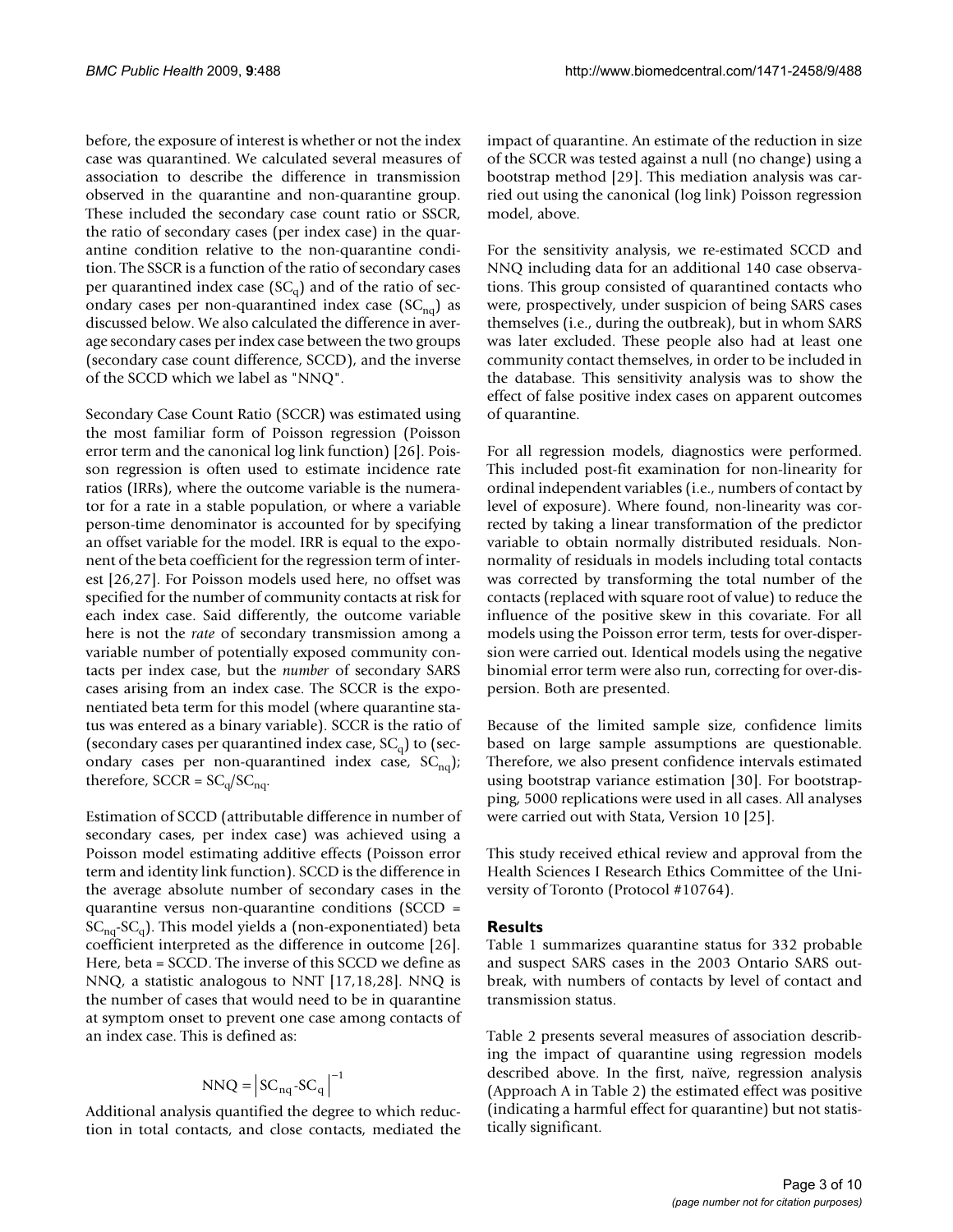before, the exposure of interest is whether or not the index case was quarantined. We calculated several measures of association to describe the difference in transmission observed in the quarantine and non-quarantine group. These included the secondary case count ratio or SSCR, the ratio of secondary cases (per index case) in the quarantine condition relative to the non-quarantine condition. The SSCR is a function of the ratio of secondary cases per quarantined index case ($SC_q$) and of the ratio of secondary cases per non-quarantined index case ($SC_{nq}$) as discussed below. We also calculated the difference in average secondary cases per index case between the two groups (secondary case count difference, SCCD), and the inverse of the SCCD which we label as "NNQ".

Secondary Case Count Ratio (SCCR) was estimated using the most familiar form of Poisson regression (Poisson error term and the canonical log link function) [26]. Poisson regression is often used to estimate incidence rate ratios (IRRs), where the outcome variable is the numerator for a rate in a stable population, or where a variable person-time denominator is accounted for by specifying an offset variable for the model. IRR is equal to the exponent of the beta coefficient for the regression term of interest [26,27]. For Poisson models used here, no offset was specified for the number of community contacts at risk for each index case. Said differently, the outcome variable here is not the *rate* of secondary transmission among a variable number of potentially exposed community contacts per index case, but the *number* of secondary SARS cases arising from an index case. The SCCR is the exponentiated beta term for this model (where quarantine status was entered as a binary variable). SCCR is the ratio of (secondary cases per quarantined index case, $SC_q$) to (secondary cases per non-quarantined index case, $SC_{nq}$); therefore, SCCR = $SC_q/SC_{nq}$.

Estimation of SCCD (attributable difference in number of secondary cases, per index case) was achieved using a Poisson model estimating additive effects (Poisson error term and identity link function). SCCD is the difference in the average absolute number of secondary cases in the quarantine versus non-quarantine conditions (SCCD = $SC_{nq}$-$SC_q$). This model yields a (non-exponentiated) beta coefficient interpreted as the difference in outcome [26]. Here, beta = SCCD. The inverse of this SCCD we define as NNQ, a statistic analogous to NNT [17,18,28]. NNQ is the number of cases that would need to be in quarantine at symptom onset to prevent one case among contacts of an index case. This is defined as:

$$\text{NNQ} = \left|SC_{nq} - SC_q\right|^{-1}$$

Additional analysis quantified the degree to which reduction in total contacts, and close contacts, mediated the impact of quarantine. An estimate of the reduction in size of the SCCR was tested against a null (no change) using a bootstrap method [29]. This mediation analysis was carried out using the canonical (log link) Poisson regression model, above.

For the sensitivity analysis, we re-estimated SCCD and NNQ including data for an additional 140 case observations. This group consisted of quarantined contacts who were, prospectively, under suspicion of being SARS cases themselves (i.e., during the outbreak), but in whom SARS was later excluded. These people also had at least one community contact themselves, in order to be included in the database. This sensitivity analysis was to show the effect of false positive index cases on apparent outcomes of quarantine.

For all regression models, diagnostics were performed. This included post-fit examination for non-linearity for ordinal independent variables (i.e., numbers of contact by level of exposure). Where found, non-linearity was corrected by taking a linear transformation of the predictor variable to obtain normally distributed residuals. Non-normality of residuals in models including total contacts was corrected by transforming the total number of the contacts (replaced with square root of value) to reduce the influence of the positive skew in this covariate. For all models using the Poisson error term, tests for over-dispersion were carried out. Identical models using the negative binomial error term were also run, correcting for over-dispersion. Both are presented.

Because of the limited sample size, confidence limits based on large sample assumptions are questionable. Therefore, we also present confidence intervals estimated using bootstrap variance estimation [30]. For bootstrapping, 5000 replications were used in all cases. All analyses were carried out with Stata, Version 10 [25].

This study received ethical review and approval from the Health Sciences I Research Ethics Committee of the University of Toronto (Protocol #10764).

## Results

Table 1 summarizes quarantine status for 332 probable and suspect SARS cases in the 2003 Ontario SARS outbreak, with numbers of contacts by level of contact and transmission status.

Table 2 presents several measures of association describing the impact of quarantine using regression models described above. In the first, naïve, regression analysis (Approach A in Table 2) the estimated effect was positive (indicating a harmful effect for quarantine) but not statistically significant.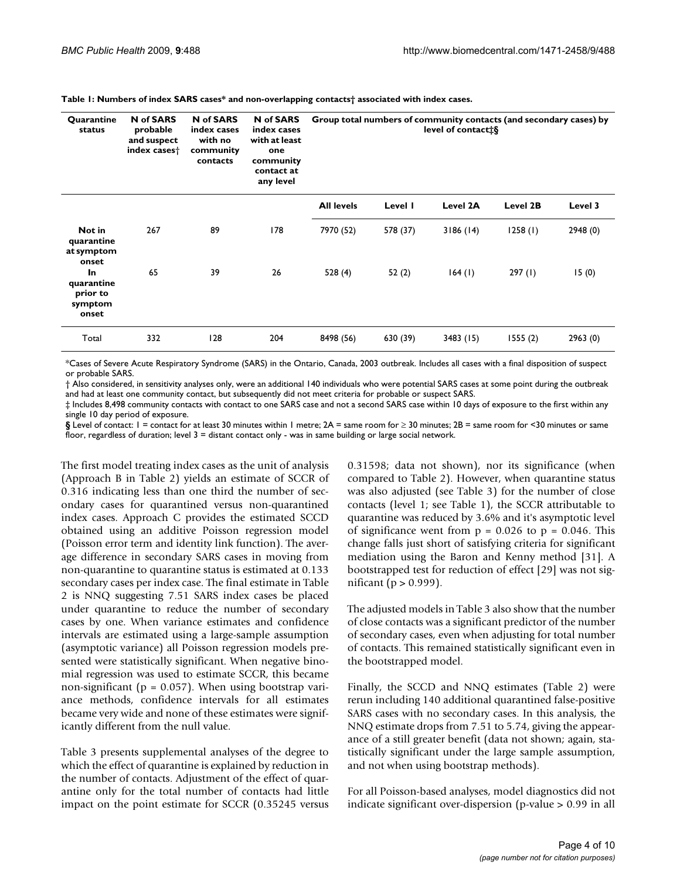**Table 1: Numbers of index SARS cases* and non-overlapping contacts† associated with index cases.**

| Quarantine status | N of SARS probable and suspect index cases† | N of SARS index cases with no community contacts | N of SARS index cases with at least one community contact at any level | Group total numbers of community contacts (secondary cases) by level of contact‡§ | | | | |
|---|---|---|---|---|---|---|---|---|
| | | | | All levels | Level 1 | Level 2A | Level 2B | Level 3 |
| **Not in quarantine at symptom onset** | 267 | 89 | 178 | 7970 (52) | 578 (37) | 3186 (14) | 1258 (1) | 2948 (0) |
| **In quarantine prior to symptom onset** | 65 | 39 | 26 | 528 (4) | 52 (2) | 164 (1) | 297 (1) | 15 (0) |
| Total | 332 | 128 | 204 | 8498 (56) | 630 (39) | 3483 (15) | 1555 (2) | 2963 (0) |

*Cases of Severe Acute Respiratory Syndrome (SARS) in the Ontario, Canada, 2003 outbreak. Includes all cases with a final disposition of suspect or probable SARS.

† Also considered, in sensitivity analyses only, were an additional 140 individuals who were potential SARS cases at some point during the outbreak and had at least one community contact, but subsequently did not meet criteria for probable or suspect SARS.

‡ Includes 8,498 community contacts with contact to one SARS case and not a second SARS case within 10 days of exposure to the first within any single 10 day period of exposure.

**§** Level of contact: 1 = contact for at least 30 minutes within 1 metre; 2A = same room for ≥ 30 minutes; 2B = same room for <30 minutes or same floor, regardless of duration; level 3 = distant contact only - was in same building or large social network.

The first model treating index cases as the unit of analysis (Approach B in Table 2) yields an estimate of SCCR of 0.316 indicating less than one third the number of secondary cases for quarantined versus non-quarantined index cases. Approach C provides the estimated SCCD obtained using an additive Poisson regression model (Poisson error term and identity link function). The average difference in secondary SARS cases in moving from non-quarantine to quarantine status is estimated at 0.133 secondary cases per index case. The final estimate in Table 2 is NNQ suggesting 7.51 SARS index cases be placed under quarantine to reduce the number of secondary cases by one. When variance estimates and confidence intervals are estimated using a large-sample assumption (asymptotic variance) all Poisson regression models presented were statistically significant. When negative binomial regression was used to estimate SCCR, this became non-significant ($p = 0.057$). When using bootstrap variance methods, confidence intervals for all estimates became very wide and none of these estimates were significantly different from the null value.

Table 3 presents supplemental analyses of the degree to which the effect of quarantine is explained by reduction in the number of contacts. Adjustment of the effect of quarantine only for the total number of contacts had little impact on the point estimate for SCCR (0.35245 versus 0.31598; data not shown), nor its significance (when compared to Table 2). However, when quarantine status was also adjusted (see Table 3) for the number of close contacts (level 1; see Table 1), the SCCR attributable to quarantine was reduced by 3.6% and it's asymptotic level of significance went from $p = 0.026$ to $p = 0.046$. This change falls just short of satisfying criteria for significant mediation using the Baron and Kenny method [31]. A bootstrapped test for reduction of effect [29] was not significant ($p > 0.999$).

The adjusted models in Table 3 also show that the number of close contacts was a significant predictor of the number of secondary cases, even when adjusting for total number of contacts. This remained statistically significant even in the bootstrapped model.

Finally, the SCCD and NNQ estimates (Table 2) were rerun including 140 additional quarantined false-positive SARS cases with no secondary cases. In this analysis, the NNQ estimate drops from 7.51 to 5.74, giving the appearance of a still greater benefit (data not shown; again, statistically significant under the large sample assumption, and not when using bootstrap methods).

For all Poisson-based analyses, model diagnostics did not indicate significant over-dispersion (p-value > 0.99 in all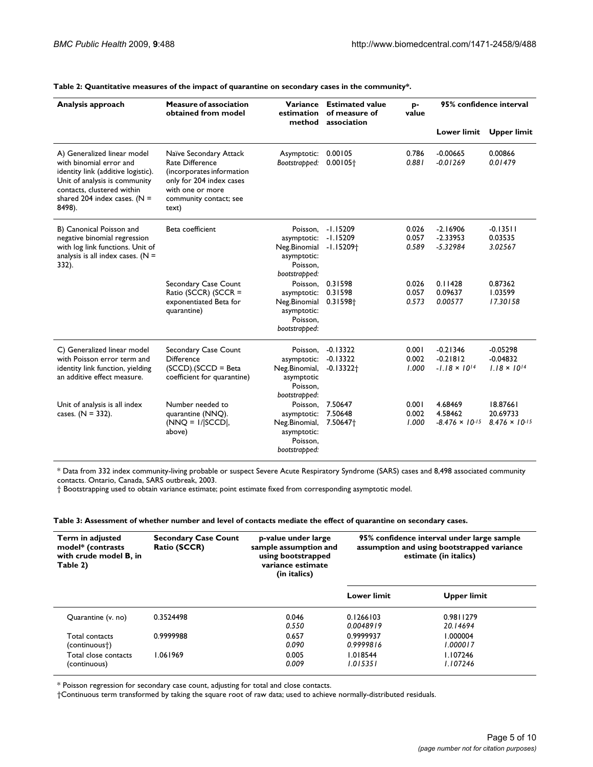**Table 2: Quantitative measures of the impact of quarantine on secondary cases in the community*.**

| Analysis approach | Measure of association obtained from model | Variance estimation method | Estimated value of measure of association | p-value | 95% confidence interval | |
|---|---|---|---|---|---|---|
| | | | | | Lower limit | Upper limit |
| A) Generalized linear model with binomial error and identity link (additive logistic). Unit of analysis is community contacts, clustered within shared 204 index cases. (N = 8498). | Naïve Secondary Attack Rate Difference (incorporates information only for 204 index cases with one or more community contact; see text) | Asymptotic: *Bootstrapped:* | 0.00105 *0.00105†* | 0.786 *0.881* | -0.00665 *-0.01269* | 0.00866 *0.01479* |
| B) Canonical Poisson and negative binomial regression with log link functions. Unit of analysis is all index cases. (N = 332). | Beta coefficient | Poisson, asymptotic: Neg.Binomial asymptotic: Poisson, *bootstrapped:* | -1.15209 -1.15209 *-1.15209†* | 0.026 0.057 *0.589* | -2.16906 -2.33953 *-5.32984* | -0.13511 0.03535 *3.02567* |
| | Secondary Case Count Ratio (SCCR) (SCCR = exponentiated Beta for quarantine) | Poisson, asymptotic: Neg.Binomial asymptotic: Poisson, *bootstrapped:* | 0.31598 0.31598 *0.31598†* | 0.026 0.057 *0.573* | 0.11428 0.09637 *0.00577* | 0.87362 1.03599 *17.30158* |
| C) Generalized linear model with Poisson error term and identity link function, yielding an additive effect measure. | Secondary Case Count Difference (SCCD).(SCCD = Beta coefficient for quarantine) | Poisson, asymptotic: Neg.Binomial, asymptotic Poisson, *bootstrapped:* | -0.13322 -0.13322 *-0.13322†* | 0.001 0.002 *1.000* | -0.21346 -0.21812 $-1.18 \times 10^{14}$ | -0.05298 -0.04832 $1.18 \times 10^{14}$ |
| Unit of analysis is all index cases. (N = 332). | Number needed to quarantine (NNQ). (NNQ = 1/\|SCCD\|, above) | Poisson, asymptotic: Neg.Binomial, asymptotic: Poisson, *bootstrapped:* | 7.50647 7.50648 *7.50647†* | 0.001 0.002 *1.000* | 4.68469 4.58462 $-8.476 \times 10^{-15}$ | 18.87661 20.69733 $8.476 \times 10^{-15}$ |

* Data from 332 index community-living probable or suspect Severe Acute Respiratory Syndrome (SARS) cases and 8,498 associated community contacts. Ontario, Canada, SARS outbreak, 2003.
† Bootstrapping used to obtain variance estimate; point estimate fixed from corresponding asymptotic model.

**Table 3: Assessment of whether number and level of contacts mediate the effect of quarantine on secondary cases.**

| Term in adjusted model* (contrasts with crude model B, in Table 2) | Secondary Case Count Ratio (SCCR) | p-value under large sample assumption and using bootstrapped variance estimate (in italics) | 95% confidence interval under large sample assumption and using bootstrapped variance estimate (in italics) | |
|---|---|---|---|---|
| | | | Lower limit | Upper limit |
| Quarantine (v. no) | 0.3524498 | 0.046 *0.550* | 0.1266103 *0.0048919* | 0.9811279 *20.14694* |
| Total contacts (continuous†) | 0.9999988 | 0.657 *0.090* | 0.9999937 *0.9999816* | 1.000004 *1.000017* |
| Total close contacts (continuous) | 1.061969 | 0.005 *0.009* | 1.018544 *1.015351* | 1.107246 *1.107246* |

* Poisson regression for secondary case count, adjusting for total and close contacts.
†Continuous term transformed by taking the square root of raw data; used to achieve normally-distributed residuals.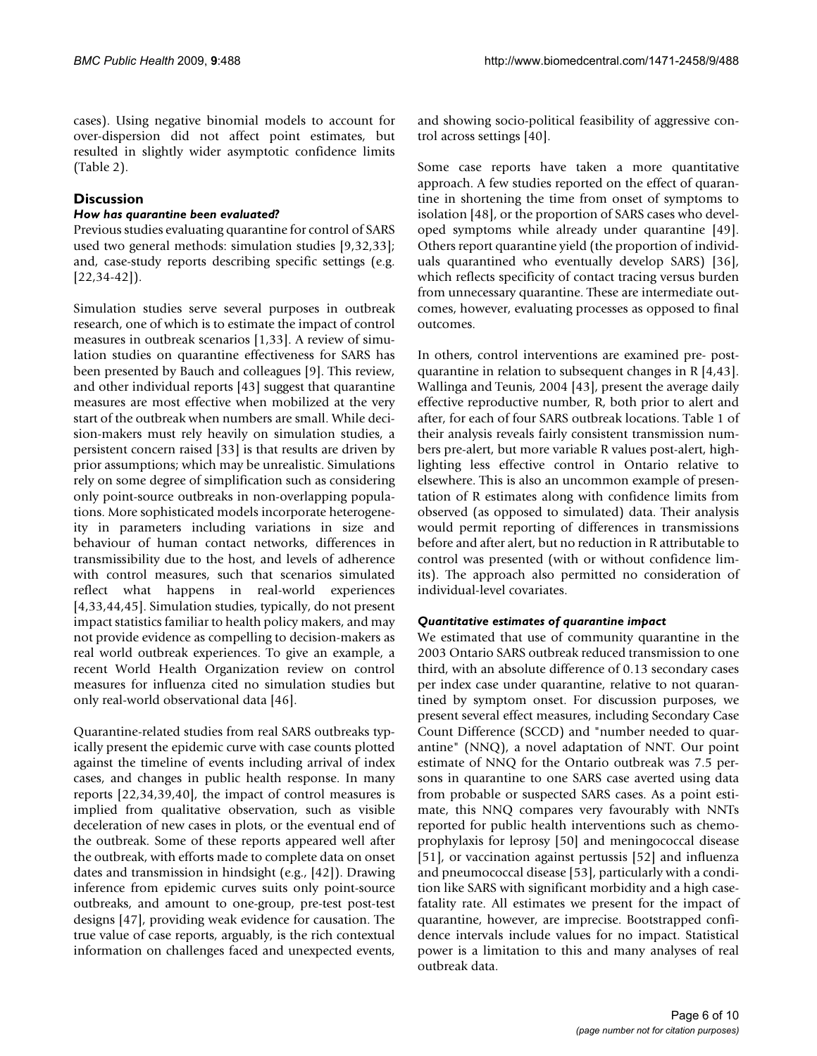cases). Using negative binomial models to account for over-dispersion did not affect point estimates, but resulted in slightly wider asymptotic confidence limits (Table 2).

## Discussion

### *How has quarantine been evaluated?*

Previous studies evaluating quarantine for control of SARS used two general methods: simulation studies [9,32,33]; and, case-study reports describing specific settings (e.g. [22,34-42]).

Simulation studies serve several purposes in outbreak research, one of which is to estimate the impact of control measures in outbreak scenarios [1,33]. A review of simulation studies on quarantine effectiveness for SARS has been presented by Bauch and colleagues [9]. This review, and other individual reports [43] suggest that quarantine measures are most effective when mobilized at the very start of the outbreak when numbers are small. While decision-makers must rely heavily on simulation studies, a persistent concern raised [33] is that results are driven by prior assumptions; which may be unrealistic. Simulations rely on some degree of simplification such as considering only point-source outbreaks in non-overlapping populations. More sophisticated models incorporate heterogeneity in parameters including variations in size and behaviour of human contact networks, differences in transmissibility due to the host, and levels of adherence with control measures, such that scenarios simulated reflect what happens in real-world experiences [4,33,44,45]. Simulation studies, typically, do not present impact statistics familiar to health policy makers, and may not provide evidence as compelling to decision-makers as real world outbreak experiences. To give an example, a recent World Health Organization review on control measures for influenza cited no simulation studies but only real-world observational data [46].

Quarantine-related studies from real SARS outbreaks typically present the epidemic curve with case counts plotted against the timeline of events including arrival of index cases, and changes in public health response. In many reports [22,34,39,40], the impact of control measures is implied from qualitative observation, such as visible deceleration of new cases in plots, or the eventual end of the outbreak. Some of these reports appeared well after the outbreak, with efforts made to complete data on onset dates and transmission in hindsight (e.g., [42]). Drawing inference from epidemic curves suits only point-source outbreaks, and amount to one-group, pre-test post-test designs [47], providing weak evidence for causation. The true value of case reports, arguably, is the rich contextual information on challenges faced and unexpected events, and showing socio-political feasibility of aggressive control across settings [40].

Some case reports have taken a more quantitative approach. A few studies reported on the effect of quarantine in shortening the time from onset of symptoms to isolation [48], or the proportion of SARS cases who developed symptoms while already under quarantine [49]. Others report quarantine yield (the proportion of individuals quarantined who eventually develop SARS) [36], which reflects specificity of contact tracing versus burden from unnecessary quarantine. These are intermediate outcomes, however, evaluating processes as opposed to final outcomes.

In others, control interventions are examined pre- post-quarantine in relation to subsequent changes in R [4,43]. Wallinga and Teunis, 2004 [43], present the average daily effective reproductive number, R, both prior to alert and after, for each of four SARS outbreak locations. Table 1 of their analysis reveals fairly consistent transmission numbers pre-alert, but more variable R values post-alert, highlighting less effective control in Ontario relative to elsewhere. This is also an uncommon example of presentation of R estimates along with confidence limits from observed (as opposed to simulated) data. Their analysis would permit reporting of differences in transmissions before and after alert, but no reduction in R attributable to control was presented (with or without confidence limits). The approach also permitted no consideration of individual-level covariates.

### *Quantitative estimates of quarantine impact*

We estimated that use of community quarantine in the 2003 Ontario SARS outbreak reduced transmission to one third, with an absolute difference of 0.13 secondary cases per index case under quarantine, relative to not quarantined by symptom onset. For discussion purposes, we present several effect measures, including Secondary Case Count Difference (SCCD) and "number needed to quarantine" (NNQ), a novel adaptation of NNT. Our point estimate of NNQ for the Ontario outbreak was 7.5 persons in quarantine to one SARS case averted using data from probable or suspected SARS cases. As a point estimate, this NNQ compares very favourably with NNTs reported for public health interventions such as chemoprophylaxis for leprosy [50] and meningococcal disease [51], or vaccination against pertussis [52] and influenza and pneumococcal disease [53], particularly with a condition like SARS with significant morbidity and a high case-fatality rate. All estimates we present for the impact of quarantine, however, are imprecise. Bootstrapped confidence intervals include values for no impact. Statistical power is a limitation to this and many analyses of real outbreak data.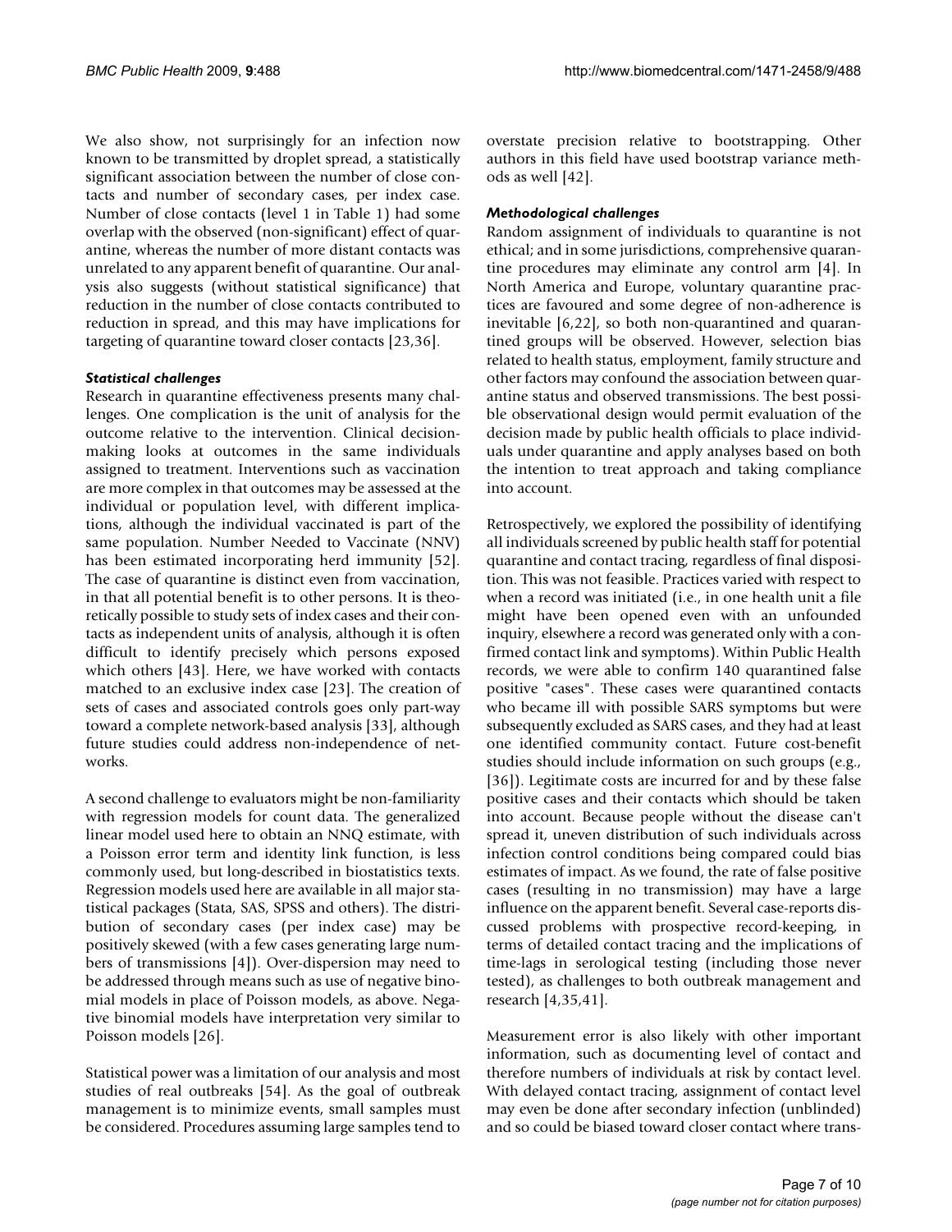We also show, not surprisingly for an infection now known to be transmitted by droplet spread, a statistically significant association between the number of close contacts and number of secondary cases, per index case. Number of close contacts (level 1 in Table 1) had some overlap with the observed (non-significant) effect of quarantine, whereas the number of more distant contacts was unrelated to any apparent benefit of quarantine. Our analysis also suggests (without statistical significance) that reduction in the number of close contacts contributed to reduction in spread, and this may have implications for targeting of quarantine toward closer contacts [23,36].

### *Statistical challenges*

Research in quarantine effectiveness presents many challenges. One complication is the unit of analysis for the outcome relative to the intervention. Clinical decision-making looks at outcomes in the same individuals assigned to treatment. Interventions such as vaccination are more complex in that outcomes may be assessed at the individual or population level, with different implications, although the individual vaccinated is part of the same population. Number Needed to Vaccinate (NNV) has been estimated incorporating herd immunity [52]. The case of quarantine is distinct even from vaccination, in that all potential benefit is to other persons. It is theoretically possible to study sets of index cases and their contacts as independent units of analysis, although it is often difficult to identify precisely which persons exposed which others [43]. Here, we have worked with contacts matched to an exclusive index case [23]. The creation of sets of cases and associated controls goes only part-way toward a complete network-based analysis [33], although future studies could address non-independence of networks.

A second challenge to evaluators might be non-familiarity with regression models for count data. The generalized linear model used here to obtain an NNQ estimate, with a Poisson error term and identity link function, is less commonly used, but long-described in biostatistics texts. Regression models used here are available in all major statistical packages (Stata, SAS, SPSS and others). The distribution of secondary cases (per index case) may be positively skewed (with a few cases generating large numbers of transmissions [4]). Over-dispersion may need to be addressed through means such as use of negative binomial models in place of Poisson models, as above. Negative binomial models have interpretation very similar to Poisson models [26].

Statistical power was a limitation of our analysis and most studies of real outbreaks [54]. As the goal of outbreak management is to minimize events, small samples must be considered. Procedures assuming large samples tend to overstate precision relative to bootstrapping. Other authors in this field have used bootstrap variance methods as well [42].

### *Methodological challenges*

Random assignment of individuals to quarantine is not ethical; and in some jurisdictions, comprehensive quarantine procedures may eliminate any control arm [4]. In North America and Europe, voluntary quarantine practices are favoured and some degree of non-adherence is inevitable [6,22], so both non-quarantined and quarantined groups will be observed. However, selection bias related to health status, employment, family structure and other factors may confound the association between quarantine status and observed transmissions. The best possible observational design would permit evaluation of the decision made by public health officials to place individuals under quarantine and apply analyses based on both the intention to treat approach and taking compliance into account.

Retrospectively, we explored the possibility of identifying all individuals screened by public health staff for potential quarantine and contact tracing, regardless of final disposition. This was not feasible. Practices varied with respect to when a record was initiated (i.e., in one health unit a file might have been opened even with an unfounded inquiry, elsewhere a record was generated only with a confirmed contact link and symptoms). Within Public Health records, we were able to confirm 140 quarantined false positive "cases". These cases were quarantined contacts who became ill with possible SARS symptoms but were subsequently excluded as SARS cases, and they had at least one identified community contact. Future cost-benefit studies should include information on such groups (e.g., [36]). Legitimate costs are incurred for and by these false positive cases and their contacts which should be taken into account. Because people without the disease can't spread it, uneven distribution of such individuals across infection control conditions being compared could bias estimates of impact. As we found, the rate of false positive cases (resulting in no transmission) may have a large influence on the apparent benefit. Several case-reports discussed problems with prospective record-keeping, in terms of detailed contact tracing and the implications of time-lags in serological testing (including those never tested), as challenges to both outbreak management and research [4,35,41].

Measurement error is also likely with other important information, such as documenting level of contact and therefore numbers of individuals at risk by contact level. With delayed contact tracing, assignment of contact level may even be done after secondary infection (unblinded) and so could be biased toward closer contact where trans-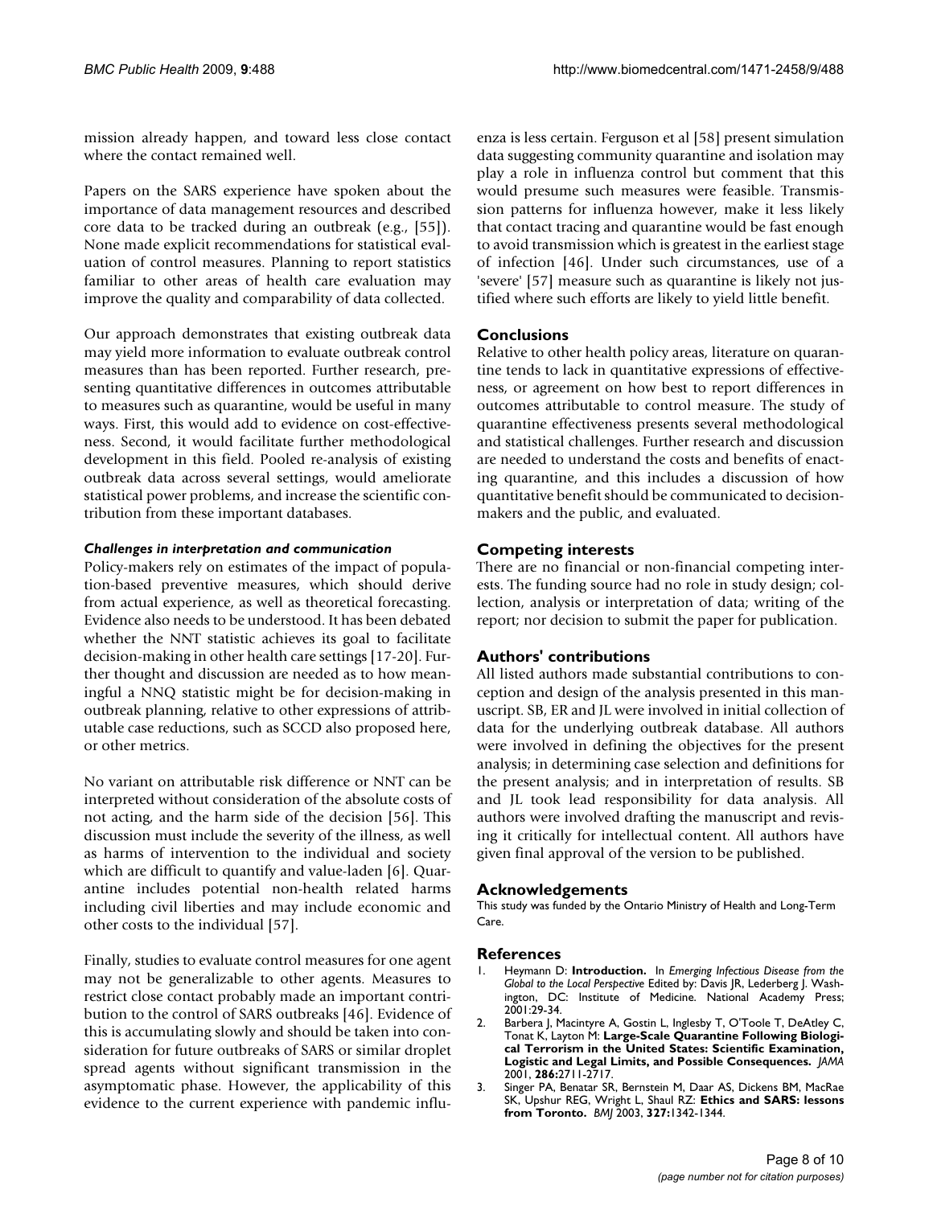mission already happen, and toward less close contact where the contact remained well.

Papers on the SARS experience have spoken about the importance of data management resources and described core data to be tracked during an outbreak (e.g., [55]). None made explicit recommendations for statistical evaluation of control measures. Planning to report statistics familiar to other areas of health care evaluation may improve the quality and comparability of data collected.

Our approach demonstrates that existing outbreak data may yield more information to evaluate outbreak control measures than has been reported. Further research, presenting quantitative differences in outcomes attributable to measures such as quarantine, would be useful in many ways. First, this would add to evidence on cost-effectiveness. Second, it would facilitate further methodological development in this field. Pooled re-analysis of existing outbreak data across several settings, would ameliorate statistical power problems, and increase the scientific contribution from these important databases.

#### *Challenges in interpretation and communication*

Policy-makers rely on estimates of the impact of population-based preventive measures, which should derive from actual experience, as well as theoretical forecasting. Evidence also needs to be understood. It has been debated whether the NNT statistic achieves its goal to facilitate decision-making in other health care settings [17-20]. Further thought and discussion are needed as to how meaningful a NNQ statistic might be for decision-making in outbreak planning, relative to other expressions of attributable case reductions, such as SCCD also proposed here, or other metrics.

No variant on attributable risk difference or NNT can be interpreted without consideration of the absolute costs of not acting, and the harm side of the decision [56]. This discussion must include the severity of the illness, as well as harms of intervention to the individual and society which are difficult to quantify and value-laden [6]. Quarantine includes potential non-health related harms including civil liberties and may include economic and other costs to the individual [57].

Finally, studies to evaluate control measures for one agent may not be generalizable to other agents. Measures to restrict close contact probably made an important contribution to the control of SARS outbreaks [46]. Evidence of this is accumulating slowly and should be taken into consideration for future outbreaks of SARS or similar droplet spread agents without significant transmission in the asymptomatic phase. However, the applicability of this evidence to the current experience with pandemic influenza is less certain. Ferguson et al [58] present simulation data suggesting community quarantine and isolation may play a role in influenza control but comment that this would presume such measures were feasible. Transmission patterns for influenza however, make it less likely that contact tracing and quarantine would be fast enough to avoid transmission which is greatest in the earliest stage of infection [46]. Under such circumstances, use of a 'severe' [57] measure such as quarantine is likely not justified where such efforts are likely to yield little benefit.

## Conclusions

Relative to other health policy areas, literature on quarantine tends to lack in quantitative expressions of effectiveness, or agreement on how best to report differences in outcomes attributable to control measure. The study of quarantine effectiveness presents several methodological and statistical challenges. Further research and discussion are needed to understand the costs and benefits of enacting quarantine, and this includes a discussion of how quantitative benefit should be communicated to decision-makers and the public, and evaluated.

## Competing interests

There are no financial or non-financial competing interests. The funding source had no role in study design; collection, analysis or interpretation of data; writing of the report; nor decision to submit the paper for publication.

## Authors' contributions

All listed authors made substantial contributions to conception and design of the analysis presented in this manuscript. SB, ER and JL were involved in initial collection of data for the underlying outbreak database. All authors were involved in defining the objectives for the present analysis; in determining case selection and definitions for the present analysis; and in interpretation of results. SB and JL took lead responsibility for data analysis. All authors were involved drafting the manuscript and revising it critically for intellectual content. All authors have given final approval of the version to be published.

## Acknowledgements

This study was funded by the Ontario Ministry of Health and Long-Term Care.

## References

1. Heymann D: **Introduction.** In *Emerging Infectious Disease from the Global to the Local Perspective* Edited by: Davis JR, Lederberg J. Washington, DC: Institute of Medicine. National Academy Press; 2001:29-34.
2. Barbera J, Macintyre A, Gostin L, Inglesby T, O'Toole T, DeAtley C, Tonat K, Layton M: **Large-Scale Quarantine Following Biological Terrorism in the United States: Scientific Examination, Logistic and Legal Limits, and Possible Consequences.** *JAMA* 2001, **286:**2711-2717.
3. Singer PA, Benatar SR, Bernstein M, Daar AS, Dickens BM, MacRae SK, Upshur REG, Wright L, Shaul RZ: **Ethics and SARS: lessons from Toronto.** *BMJ* 2003, **327:**1342-1344.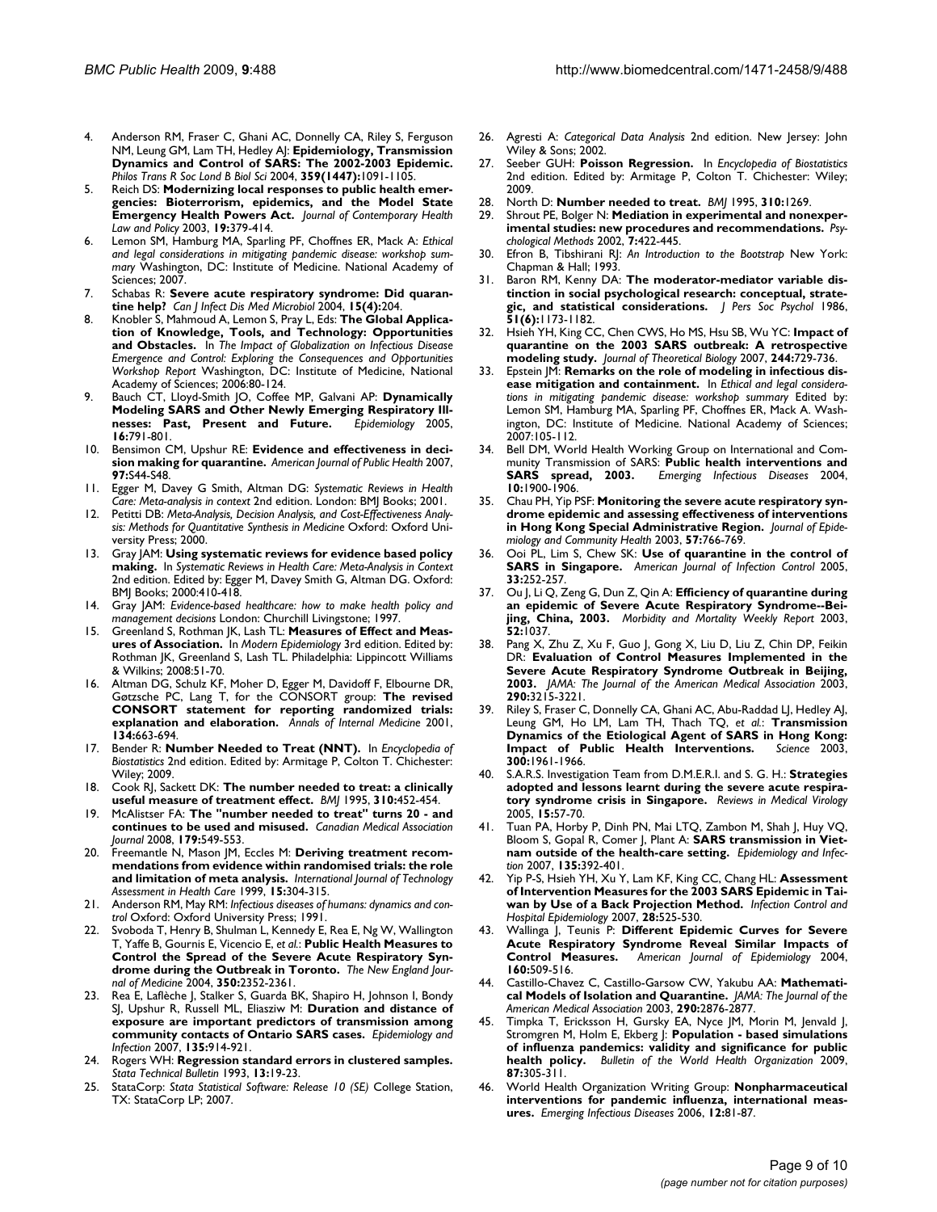4. Anderson RM, Fraser C, Ghani AC, Donnelly CA, Riley S, Ferguson NM, Leung GM, Lam TH, Hedley AJ: **Epidemiology, Transmission Dynamics and Control of SARS: The 2002-2003 Epidemic.** *Philos Trans R Soc Lond B Biol Sci* 2004, **359(1447):**1091-1105.
5. Reich DS: **Modernizing local responses to public health emergencies: Bioterrorism, epidemics, and the Model State Emergency Health Powers Act.** *Journal of Contemporary Health Law and Policy* 2003, **19:**379-414.
6. Lemon SM, Hamburg MA, Sparling PF, Choffnes ER, Mack A: *Ethical and legal considerations in mitigating pandemic disease: workshop summary* Washington, DC: Institute of Medicine. National Academy of Sciences; 2007.
7. Schabas R: **Severe acute respiratory syndrome: Did quarantine help?** *Can J Infect Dis Med Microbiol* 2004, **15(4):**204.
8. Knobler S, Mahmoud A, Lemon S, Pray L, Eds: **The Global Application of Knowledge, Tools, and Technology: Opportunities and Obstacles.** In *The Impact of Globalization on Infectious Disease Emergence and Control: Exploring the Consequences and Opportunities Workshop Report* Washington, DC: Institute of Medicine, National Academy of Sciences; 2006:80-124.
9. Bauch CT, Lloyd-Smith JO, Coffee MP, Galvani AP: **Dynamically Modeling SARS and Other Newly Emerging Respiratory Illnesses: Past, Present and Future.** *Epidemiology* 2005, **16:**791-801.
10. Bensimon CM, Upshur RE: **Evidence and effectiveness in decision making for quarantine.** *American Journal of Public Health* 2007, **97:**S44-S48.
11. Egger M, Davey G Smith, Altman DG: *Systematic Reviews in Health Care: Meta-analysis in context* 2nd edition. London: BMJ Books; 2001.
12. Petitti DB: *Meta-Analysis, Decision Analysis, and Cost-Effectiveness Analysis: Methods for Quantitative Synthesis in Medicine* Oxford: Oxford University Press; 2000.
13. Gray JAM: **Using systematic reviews for evidence based policy making.** In *Systematic Reviews in Health Care: Meta-Analysis in Context* 2nd edition. Edited by: Egger M, Davey Smith G, Altman DG. Oxford: BMJ Books; 2000:410-418.
14. Gray JAM: *Evidence-based healthcare: how to make health policy and management decisions* London: Churchill Livingstone; 1997.
15. Greenland S, Rothman JK, Lash TL: **Measures of Effect and Measures of Association.** In *Modern Epidemiology* 3rd edition. Edited by: Rothman JK, Greenland S, Lash TL. Philadelphia: Lippincott Williams & Wilkins; 2008:51-70.
16. Altman DG, Schulz KF, Moher D, Egger M, Davidoff F, Elbourne DR, Gøtzsche PC, Lang T, for the CONSORT group: **The revised CONSORT statement for reporting randomized trials: explanation and elaboration.** *Annals of Internal Medicine* 2001, **134:**663-694.
17. Bender R: **Number Needed to Treat (NNT).** In *Encyclopedia of Biostatistics* 2nd edition. Edited by: Armitage P, Colton T. Chichester: Wiley; 2009.
18. Cook RJ, Sackett DK: **The number needed to treat: a clinically useful measure of treatment effect.** *BMJ* 1995, **310:**452-454.
19. McAlistser FA: **The "number needed to treat" turns 20 - and continues to be used and misused.** *Canadian Medical Association Journal* 2008, **179:**549-553.
20. Freemantle N, Mason JM, Eccles M: **Deriving treatment recommendations from evidence within randomised trials: the role and limitation of meta analysis.** *International Journal of Technology Assessment in Health Care* 1999, **15:**304-315.
21. Anderson RM, May RM: *Infectious diseases of humans: dynamics and control* Oxford: Oxford University Press; 1991.
22. Svoboda T, Henry B, Shulman L, Kennedy E, Rea E, Ng W, Wallington T, Yaffe B, Gournis E, Vicencio E, *et al.*: **Public Health Measures to Control the Spread of the Severe Acute Respiratory Syndrome during the Outbreak in Toronto.** *The New England Journal of Medicine* 2004, **350:**2352-2361.
23. Rea E, Laflèche J, Stalker S, Guarda BK, Shapiro H, Johnson I, Bondy SJ, Upshur R, Russell ML, Eliasziw M: **Duration and distance of exposure are important predictors of transmission among community contacts of Ontario SARS cases.** *Epidemiology and Infection* 2007, **135:**914-921.
24. Rogers WH: **Regression standard errors in clustered samples.** *Stata Technical Bulletin* 1993, **13:**19-23.
25. StataCorp: *Stata Statistical Software: Release 10 (SE)* College Station, TX: StataCorp LP; 2007.
26. Agresti A: *Categorical Data Analysis* 2nd edition. New Jersey: John Wiley & Sons; 2002.
27. Seeber GUH: **Poisson Regression.** In *Encyclopedia of Biostatistics* 2nd edition. Edited by: Armitage P, Colton T. Chichester: Wiley; 2009.
28. North D: **Number needed to treat.** *BMJ* 1995, **310:**1269.
29. Shrout PE, Bolger N: **Mediation in experimental and nonexperimental studies: new procedures and recommendations.** *Psychological Methods* 2002, **7:**422-445.
30. Efron B, Tibshirani RJ: *An Introduction to the Bootstrap* New York: Chapman & Hall; 1993.
31. Baron RM, Kenny DA: **The moderator-mediator variable distinction in social psychological research: conceptual, strategic, and statistical considerations.** *J Pers Soc Psychol* 1986, **51(6):**1173-1182.
32. Hsieh YH, King CC, Chen CWS, Ho MS, Hsu SB, Wu YC: **Impact of quarantine on the 2003 SARS outbreak: A retrospective modeling study.** *Journal of Theoretical Biology* 2007, **244:**729-736.
33. Epstein JM: **Remarks on the role of modeling in infectious disease mitigation and containment.** In *Ethical and legal considerations in mitigating pandemic disease: workshop summary* Edited by: Lemon SM, Hamburg MA, Sparling PF, Choffnes ER, Mack A. Washington, DC: Institute of Medicine. National Academy of Sciences; 2007:105-112.
34. Bell DM, World Health Working Group on International and Community Transmission of SARS: **Public health interventions and SARS spread, 2003.** *Emerging Infectious Diseases* 2004, **10:**1900-1906.
35. Chau PH, Yip PSF: **Monitoring the severe acute respiratory syndrome epidemic and assessing effectiveness of interventions in Hong Kong Special Administrative Region.** *Journal of Epidemiology and Community Health* 2003, **57:**766-769.
36. Ooi PL, Lim S, Chew SK: **Use of quarantine in the control of SARS in Singapore.** *American Journal of Infection Control* 2005, **33:**252-257.
37. Ou J, Li Q, Zeng G, Dun Z, Qin A: **Efficiency of quarantine during an epidemic of Severe Acute Respiratory Syndrome--Beijing, China, 2003.** *Morbidity and Mortality Weekly Report* 2003, **52:**1037.
38. Pang X, Zhu Z, Xu F, Guo J, Gong X, Liu D, Liu Z, Chin DP, Feikin DR: **Evaluation of Control Measures Implemented in the Severe Acute Respiratory Syndrome Outbreak in Beijing, 2003.** *JAMA: The Journal of the American Medical Association* 2003, **290:**3215-3221.
39. Riley S, Fraser C, Donnelly CA, Ghani AC, Abu-Raddad LJ, Hedley AJ, Leung GM, Ho LM, Lam TH, Thach TQ, *et al.*: **Transmission Dynamics of the Etiological Agent of SARS in Hong Kong: Impact of Public Health Interventions.** *Science* 2003, **300:**1961-1966.
40. S.A.R.S. Investigation Team from D.M.E.R.I. and S. G. H.: **Strategies adopted and lessons learnt during the severe acute respiratory syndrome crisis in Singapore.** *Reviews in Medical Virology* 2005, **15:**57-70.
41. Tuan PA, Horby P, Dinh PN, Mai LTQ, Zambon M, Shah J, Huy VQ, Bloom S, Gopal R, Comer J, Plant A: **SARS transmission in Vietnam outside of the health-care setting.** *Epidemiology and Infection* 2007, **135:**392-401.
42. Yip P-S, Hsieh YH, Xu Y, Lam KF, King CC, Chang HL: **Assessment of Intervention Measures for the 2003 SARS Epidemic in Taiwan by Use of a Back Projection Method.** *Infection Control and Hospital Epidemiology* 2007, **28:**525-530.
43. Wallinga J, Teunis P: **Different Epidemic Curves for Severe Acute Respiratory Syndrome Reveal Similar Impacts of Control Measures.** *American Journal of Epidemiology* 2004, **160:**509-516.
44. Castillo-Chavez C, Castillo-Garsow CW, Yakubu AA: **Mathematical Models of Isolation and Quarantine.** *JAMA: The Journal of the American Medical Association* 2003, **290:**2876-2877.
45. Timpka T, Ericksson H, Gursky EA, Nyce JM, Morin M, Jenvald J, Stromgren M, Holm E, Ekberg J: **Population - based simulations of influenza pandemics: validity and significance for public health policy.** *Bulletin of the World Health Organization* 2009, **87:**305-311.
46. World Health Organization Writing Group: **Nonpharmaceutical interventions for pandemic influenza, international measures.** *Emerging Infectious Diseases* 2006, **12:**81-87.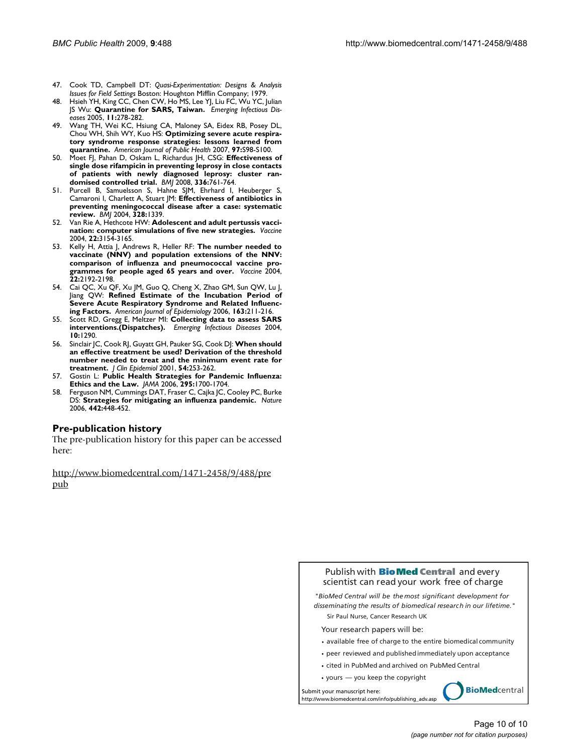47. Cook TD, Campbell DT: *Quasi-Experimentation: Designs & Analysis Issues for Field Settings* Boston: Houghton Mifflin Company; 1979.
48. Hsieh YH, King CC, Chen CW, Ho MS, Lee YJ, Liu FC, Wu YC, Julian JS Wu: **Quarantine for SARS, Taiwan.** *Emerging Infectious Diseases* 2005, **11:**278-282.
49. Wang TH, Wei KC, Hsiung CA, Maloney SA, Eidex RB, Posey DL, Chou WH, Shih WY, Kuo HS: **Optimizing severe acute respiratory syndrome response strategies: lessons learned from quarantine.** *American Journal of Public Health* 2007, **97:**S98-S100.
50. Moet FJ, Pahan D, Oskam L, Richardus JH, CSG: **Effectiveness of single dose rifampicin in preventing leprosy in close contacts of patients with newly diagnosed leprosy: cluster randomised controlled trial.** *BMJ* 2008, **336:**761-764.
51. Purcell B, Samuelsson S, Hahne SJM, Ehrhard I, Heuberger S, Camaroni I, Charlett A, Stuart JM: **Effectiveness of antibiotics in preventing meningococcal disease after a case: systematic review.** *BMJ* 2004, **328:**1339.
52. Van Rie A, Hethcote HW: **Adolescent and adult pertussis vaccination: computer simulations of five new strategies.** *Vaccine* 2004, **22:**3154-3165.
53. Kelly H, Attia J, Andrews R, Heller RF: **The number needed to vaccinate (NNV) and population extensions of the NNV: comparison of influenza and pneumococcal vaccine programmes for people aged 65 years and over.** *Vaccine* 2004, **22:**2192-2198.
54. Cai QC, Xu QF, Xu JM, Guo Q, Cheng X, Zhao GM, Sun QW, Lu J, Jiang QW: **Refined Estimate of the Incubation Period of Severe Acute Respiratory Syndrome and Related Influencing Factors.** *American Journal of Epidemiology* 2006, **163:**211-216.
55. Scott RD, Gregg E, Meltzer MI: **Collecting data to assess SARS interventions.(Dispatches).** *Emerging Infectious Diseases* 2004, **10:**1290.
56. Sinclair JC, Cook RJ, Guyatt GH, Pauker SG, Cook DJ: **When should an effective treatment be used? Derivation of the threshold number needed to treat and the minimum event rate for treatment.** *J Clin Epidemiol* 2001, **54:**253-262.
57. Gostin L: **Public Health Strategies for Pandemic Influenza: Ethics and the Law.** *JAMA* 2006, **295:**1700-1704.
58. Ferguson NM, Cummings DAT, Fraser C, Cajka JC, Cooley PC, Burke DS: **Strategies for mitigating an influenza pandemic.** *Nature* 2006, **442:**448-452.

## Pre-publication history

The pre-publication history for this paper can be accessed here:

http://www.biomedcentral.com/1471-2458/9/488/prepub

Publish with **BioMed Central** and every scientist can read your work free of charge

*"BioMed Central will be the most significant development for disseminating the results of biomedical research in our lifetime."*

Sir Paul Nurse, Cancer Research UK

Your research papers will be:

- available free of charge to the entire biomedical community
- peer reviewed and published immediately upon acceptance
- cited in PubMed and archived on PubMed Central
- yours — you keep the copyright

Submit your manuscript here:
http://www.biomedcentral.com/info/publishing_adv.asp

BioMedcentral